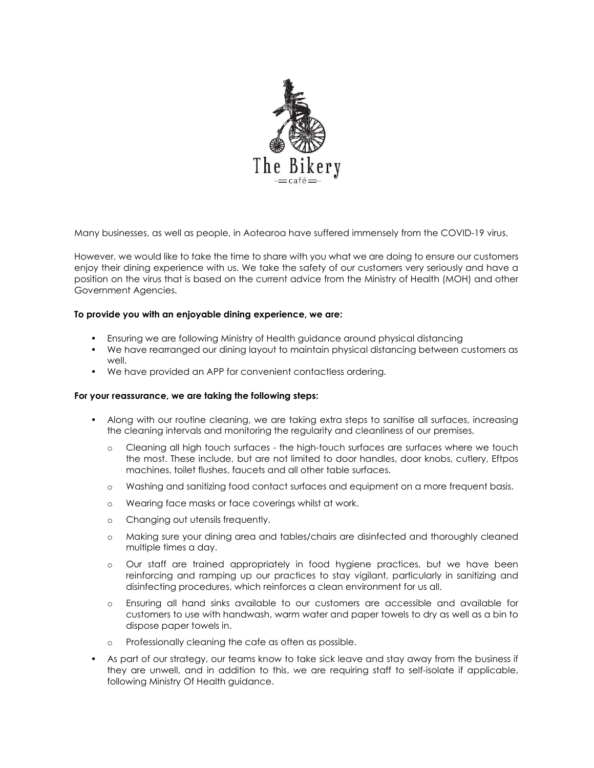The Bikery
café

Many businesses, as well as people, in Aotearoa have suffered immensely from the COVID-19 virus.

However, we would like to take the time to share with you what we are doing to ensure our customers enjoy their dining experience with us. We take the safety of our customers very seriously and have a position on the virus that is based on the current advice from the Ministry of Health (MOH) and other Government Agencies.

**To provide you with an enjoyable dining experience, we are:**

- Ensuring we are following Ministry of Health guidance around physical distancing
- We have rearranged our dining layout to maintain physical distancing between customers as well.
- We have provided an APP for convenient contactless ordering.

**For your reassurance, we are taking the following steps:**

- Along with our routine cleaning, we are taking extra steps to sanitise all surfaces, increasing the cleaning intervals and monitoring the regularity and cleanliness of our premises.
  - Cleaning all high touch surfaces - the high-touch surfaces are surfaces where we touch the most. These include, but are not limited to door handles, door knobs, cutlery, Eftpos machines, toilet flushes, faucets and all other table surfaces.
  - Washing and sanitizing food contact surfaces and equipment on a more frequent basis.
  - Wearing face masks or face coverings whilst at work.
  - Changing out utensils frequently.
  - Making sure your dining area and tables/chairs are disinfected and thoroughly cleaned multiple times a day.
  - Our staff are trained appropriately in food hygiene practices, but we have been reinforcing and ramping up our practices to stay vigilant, particularly in sanitizing and disinfecting procedures, which reinforces a clean environment for us all.
  - Ensuring all hand sinks available to our customers are accessible and available for customers to use with handwash, warm water and paper towels to dry as well as a bin to dispose paper towels in.
  - Professionally cleaning the cafe as often as possible.
- As part of our strategy, our teams know to take sick leave and stay away from the business if they are unwell, and in addition to this, we are requiring staff to self-isolate if applicable, following Ministry Of Health guidance.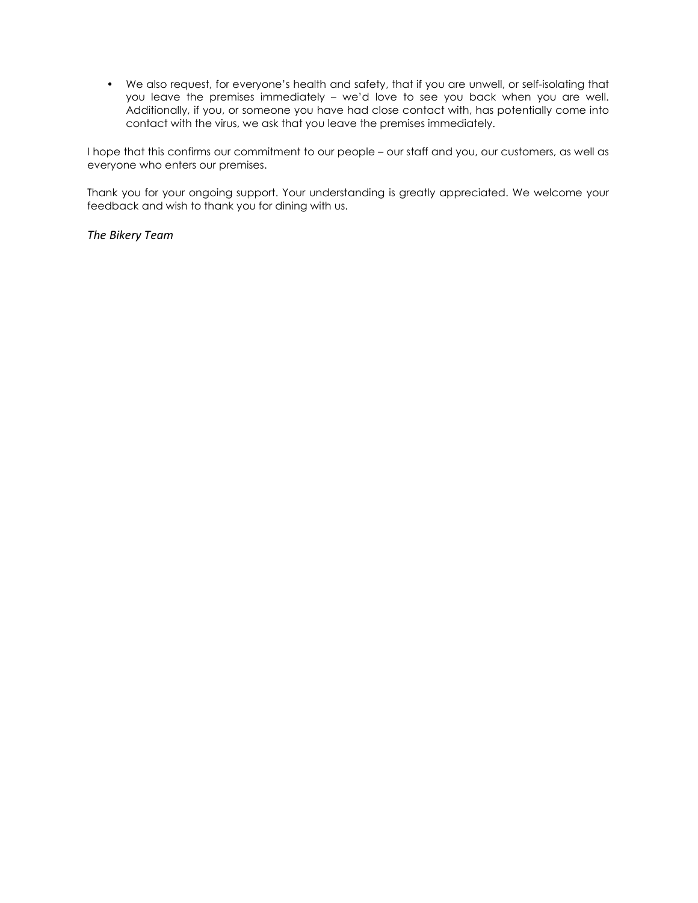- We also request, for everyone's health and safety, that if you are unwell, or self-isolating that you leave the premises immediately – we'd love to see you back when you are well. Additionally, if you, or someone you have had close contact with, has potentially come into contact with the virus, we ask that you leave the premises immediately.

I hope that this confirms our commitment to our people – our staff and you, our customers, as well as everyone who enters our premises.

Thank you for your ongoing support. Your understanding is greatly appreciated. We welcome your feedback and wish to thank you for dining with us.

*The Bikery Team*